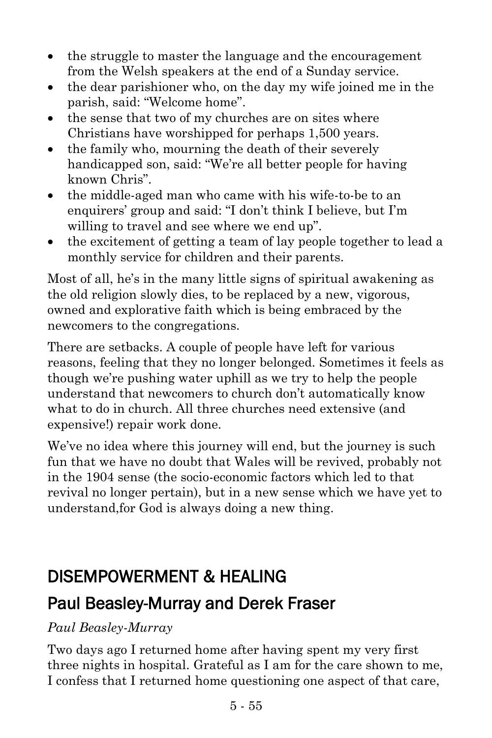- the struggle to master the language and the encouragement from the Welsh speakers at the end of a Sunday service.
- the dear parishioner who, on the day my wife joined me in the parish, said: "Welcome home".
- the sense that two of my churches are on sites where Christians have worshipped for perhaps 1,500 years.
- the family who, mourning the death of their severely handicapped son, said: "We're all better people for having known Chris".
- the middle-aged man who came with his wife-to-be to an enquirers' group and said: "I don't think I believe, but I'm willing to travel and see where we end up".
- the excitement of getting a team of lay people together to lead a monthly service for children and their parents.

Most of all, he's in the many little signs of spiritual awakening as the old religion slowly dies, to be replaced by a new, vigorous, owned and explorative faith which is being embraced by the newcomers to the congregations.

There are setbacks. A couple of people have left for various reasons, feeling that they no longer belonged. Sometimes it feels as though we're pushing water uphill as we try to help the people understand that newcomers to church don't automatically know what to do in church. All three churches need extensive (and expensive!) repair work done.

We've no idea where this journey will end, but the journey is such fun that we have no doubt that Wales will be revived, probably not in the 1904 sense (the socio-economic factors which led to that revival no longer pertain), but in a new sense which we have yet to understand,for God is always doing a new thing.

## DISEMPOWERMENT & HEALING

## Paul Beasley-Murray and Derek Fraser

*Paul Beasley-Murray*

Two days ago I returned home after having spent my very first three nights in hospital. Grateful as I am for the care shown to me, I confess that I returned home questioning one aspect of that care,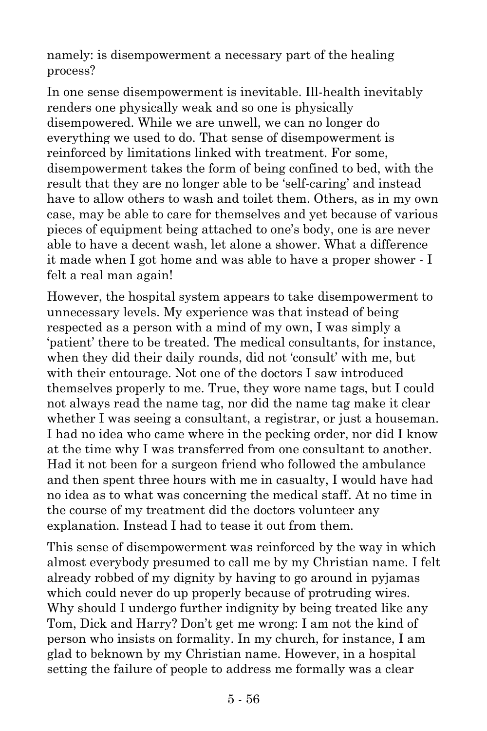namely: is disempowerment a necessary part of the healing process?

In one sense disempowerment is inevitable. Ill-health inevitably renders one physically weak and so one is physically disempowered. While we are unwell, we can no longer do everything we used to do. That sense of disempowerment is reinforced by limitations linked with treatment. For some, disempowerment takes the form of being confined to bed, with the result that they are no longer able to be 'self-caring' and instead have to allow others to wash and toilet them. Others, as in my own case, may be able to care for themselves and yet because of various pieces of equipment being attached to one's body, one is are never able to have a decent wash, let alone a shower. What a difference it made when I got home and was able to have a proper shower - I felt a real man again!

However, the hospital system appears to take disempowerment to unnecessary levels. My experience was that instead of being respected as a person with a mind of my own, I was simply a 'patient' there to be treated. The medical consultants, for instance, when they did their daily rounds, did not 'consult' with me, but with their entourage. Not one of the doctors I saw introduced themselves properly to me. True, they wore name tags, but I could not always read the name tag, nor did the name tag make it clear whether I was seeing a consultant, a registrar, or just a houseman. I had no idea who came where in the pecking order, nor did I know at the time why I was transferred from one consultant to another. Had it not been for a surgeon friend who followed the ambulance and then spent three hours with me in casualty, I would have had no idea as to what was concerning the medical staff. At no time in the course of my treatment did the doctors volunteer any explanation. Instead I had to tease it out from them.

This sense of disempowerment was reinforced by the way in which almost everybody presumed to call me by my Christian name. I felt already robbed of my dignity by having to go around in pyjamas which could never do up properly because of protruding wires. Why should I undergo further indignity by being treated like any Tom, Dick and Harry? Don't get me wrong: I am not the kind of person who insists on formality. In my church, for instance, I am glad to beknown by my Christian name. However, in a hospital setting the failure of people to address me formally was a clear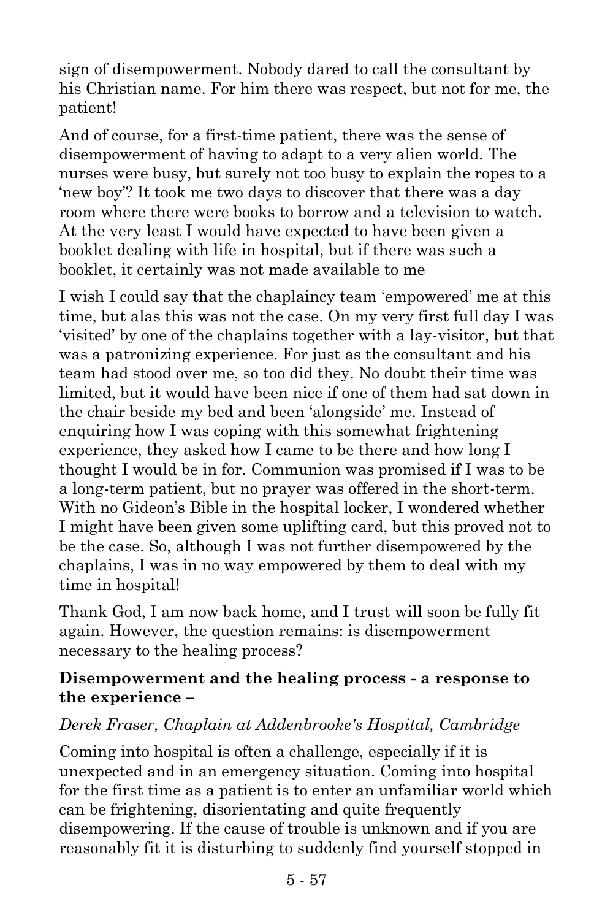sign of disempowerment. Nobody dared to call the consultant by his Christian name. For him there was respect, but not for me, the patient!

And of course, for a first-time patient, there was the sense of disempowerment of having to adapt to a very alien world. The nurses were busy, but surely not too busy to explain the ropes to a 'new boy'? It took me two days to discover that there was a day room where there were books to borrow and a television to watch. At the very least I would have expected to have been given a booklet dealing with life in hospital, but if there was such a booklet, it certainly was not made available to me

I wish I could say that the chaplaincy team 'empowered' me at this time, but alas this was not the case. On my very first full day I was 'visited' by one of the chaplains together with a lay-visitor, but that was a patronizing experience. For just as the consultant and his team had stood over me, so too did they. No doubt their time was limited, but it would have been nice if one of them had sat down in the chair beside my bed and been 'alongside' me. Instead of enquiring how I was coping with this somewhat frightening experience, they asked how I came to be there and how long I thought I would be in for. Communion was promised if I was to be a long-term patient, but no prayer was offered in the short-term. With no Gideon's Bible in the hospital locker, I wondered whether I might have been given some uplifting card, but this proved not to be the case. So, although I was not further disempowered by the chaplains, I was in no way empowered by them to deal with my time in hospital!

Thank God, I am now back home, and I trust will soon be fully fit again. However, the question remains: is disempowerment necessary to the healing process?

### Disempowerment and the healing process - a response to the experience –

*Derek Fraser, Chaplain at Addenbrooke's Hospital, Cambridge*

Coming into hospital is often a challenge, especially if it is unexpected and in an emergency situation. Coming into hospital for the first time as a patient is to enter an unfamiliar world which can be frightening, disorientating and quite frequently disempowering. If the cause of trouble is unknown and if you are reasonably fit it is disturbing to suddenly find yourself stopped in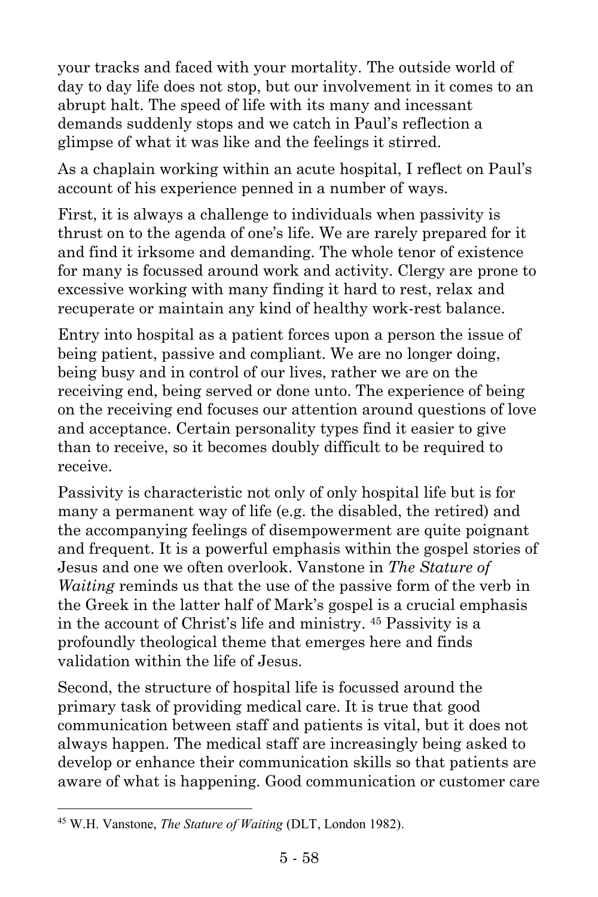your tracks and faced with your mortality. The outside world of day to day life does not stop, but our involvement in it comes to an abrupt halt. The speed of life with its many and incessant demands suddenly stops and we catch in Paul's reflection a glimpse of what it was like and the feelings it stirred.

As a chaplain working within an acute hospital, I reflect on Paul's account of his experience penned in a number of ways.

First, it is always a challenge to individuals when passivity is thrust on to the agenda of one's life. We are rarely prepared for it and find it irksome and demanding. The whole tenor of existence for many is focussed around work and activity. Clergy are prone to excessive working with many finding it hard to rest, relax and recuperate or maintain any kind of healthy work-rest balance.

Entry into hospital as a patient forces upon a person the issue of being patient, passive and compliant. We are no longer doing, being busy and in control of our lives, rather we are on the receiving end, being served or done unto. The experience of being on the receiving end focuses our attention around questions of love and acceptance. Certain personality types find it easier to give than to receive, so it becomes doubly difficult to be required to receive.

Passivity is characteristic not only of only hospital life but is for many a permanent way of life (e.g. the disabled, the retired) and the accompanying feelings of disempowerment are quite poignant and frequent. It is a powerful emphasis within the gospel stories of Jesus and one we often overlook. Vanstone in *The Stature of Waiting* reminds us that the use of the passive form of the verb in the Greek in the latter half of Mark's gospel is a crucial emphasis in the account of Christ's life and ministry. [45] Passivity is a profoundly theological theme that emerges here and finds validation within the life of Jesus.

Second, the structure of hospital life is focussed around the primary task of providing medical care. It is true that good communication between staff and patients is vital, but it does not always happen. The medical staff are increasingly being asked to develop or enhance their communication skills so that patients are aware of what is happening. Good communication or customer care

---

[45] W.H. Vanstone, *The Stature of Waiting* (DLT, London 1982).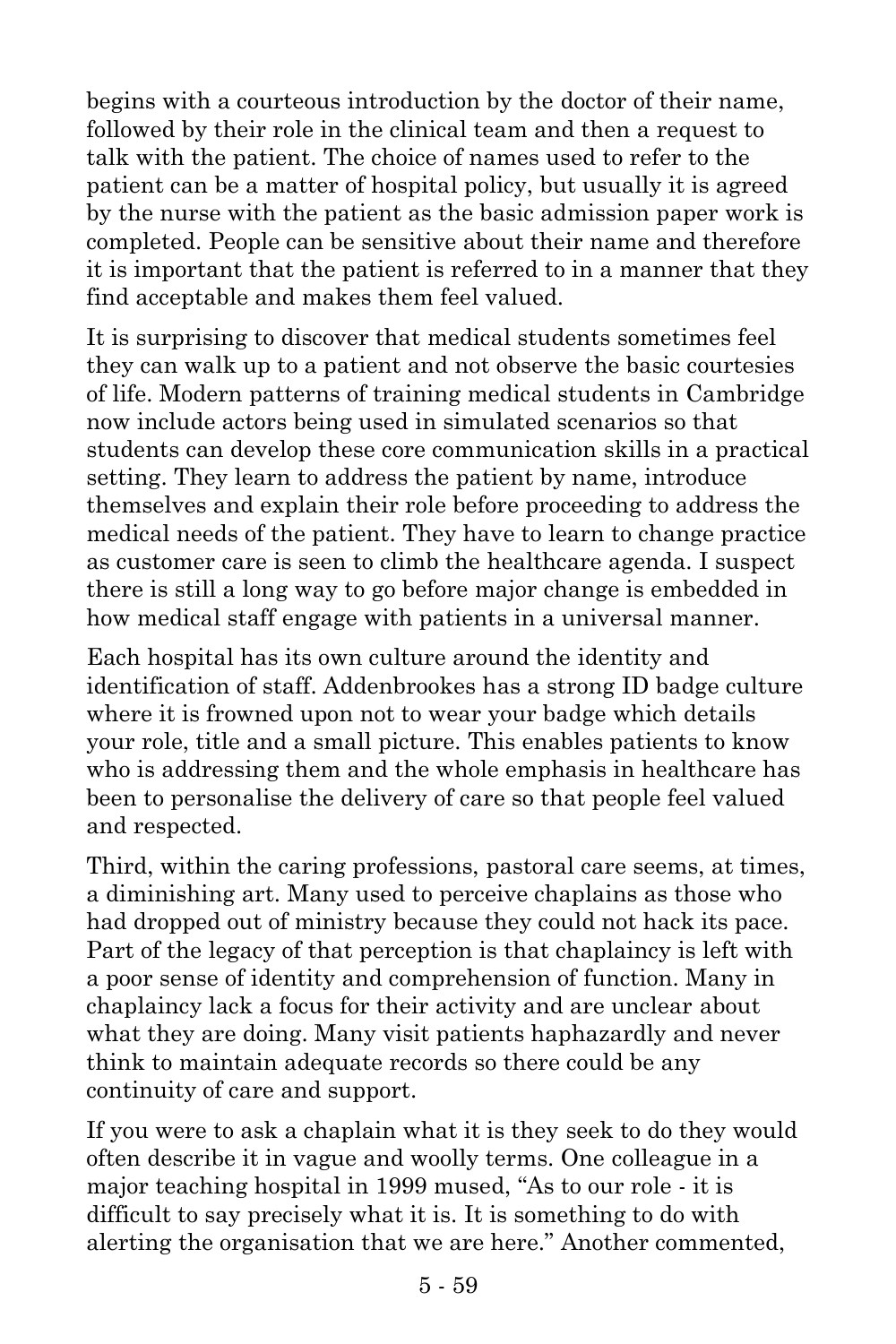begins with a courteous introduction by the doctor of their name, followed by their role in the clinical team and then a request to talk with the patient. The choice of names used to refer to the patient can be a matter of hospital policy, but usually it is agreed by the nurse with the patient as the basic admission paper work is completed. People can be sensitive about their name and therefore it is important that the patient is referred to in a manner that they find acceptable and makes them feel valued.

It is surprising to discover that medical students sometimes feel they can walk up to a patient and not observe the basic courtesies of life. Modern patterns of training medical students in Cambridge now include actors being used in simulated scenarios so that students can develop these core communication skills in a practical setting. They learn to address the patient by name, introduce themselves and explain their role before proceeding to address the medical needs of the patient. They have to learn to change practice as customer care is seen to climb the healthcare agenda. I suspect there is still a long way to go before major change is embedded in how medical staff engage with patients in a universal manner.

Each hospital has its own culture around the identity and identification of staff. Addenbrookes has a strong ID badge culture where it is frowned upon not to wear your badge which details your role, title and a small picture. This enables patients to know who is addressing them and the whole emphasis in healthcare has been to personalise the delivery of care so that people feel valued and respected.

Third, within the caring professions, pastoral care seems, at times, a diminishing art. Many used to perceive chaplains as those who had dropped out of ministry because they could not hack its pace. Part of the legacy of that perception is that chaplaincy is left with a poor sense of identity and comprehension of function. Many in chaplaincy lack a focus for their activity and are unclear about what they are doing. Many visit patients haphazardly and never think to maintain adequate records so there could be any continuity of care and support.

If you were to ask a chaplain what it is they seek to do they would often describe it in vague and woolly terms. One colleague in a major teaching hospital in 1999 mused, “As to our role - it is difficult to say precisely what it is. It is something to do with alerting the organisation that we are here.” Another commented,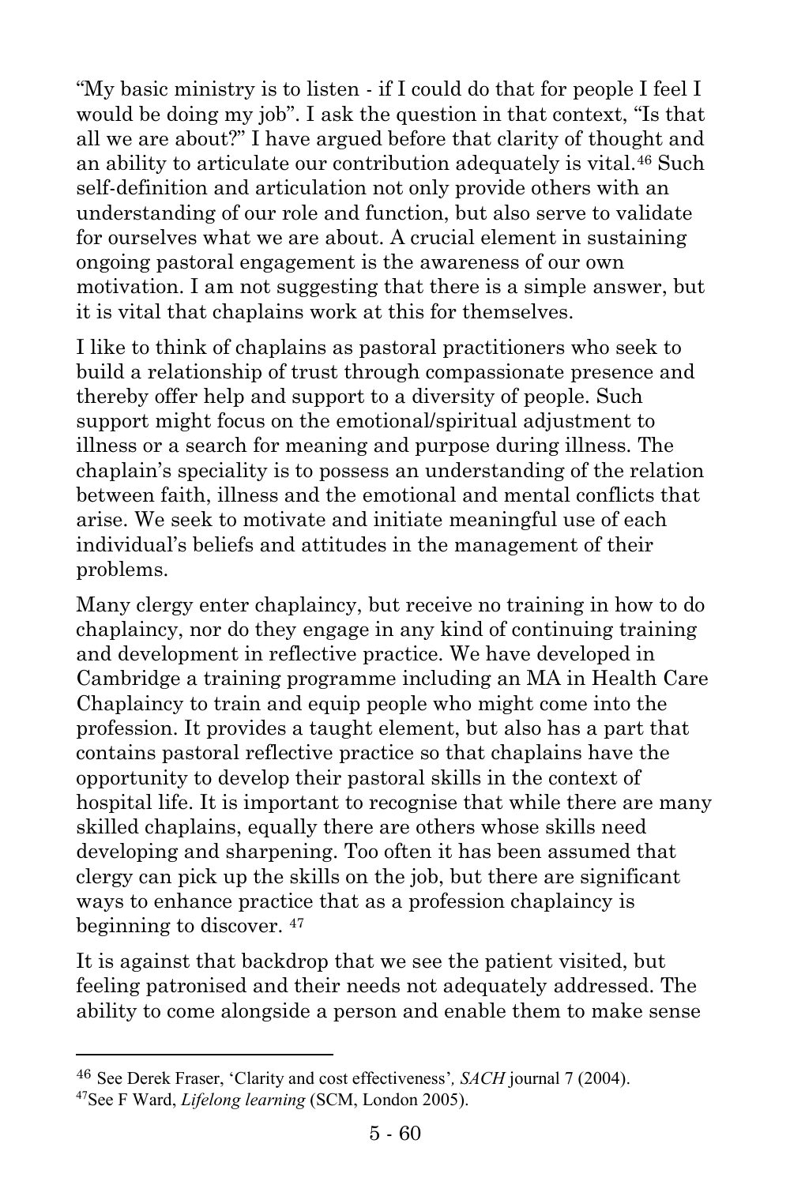"My basic ministry is to listen - if I could do that for people I feel I would be doing my job". I ask the question in that context, "Is that all we are about?" I have argued before that clarity of thought and an ability to articulate our contribution adequately is vital.[46] Such self-definition and articulation not only provide others with an understanding of our role and function, but also serve to validate for ourselves what we are about. A crucial element in sustaining ongoing pastoral engagement is the awareness of our own motivation. I am not suggesting that there is a simple answer, but it is vital that chaplains work at this for themselves.

I like to think of chaplains as pastoral practitioners who seek to build a relationship of trust through compassionate presence and thereby offer help and support to a diversity of people. Such support might focus on the emotional/spiritual adjustment to illness or a search for meaning and purpose during illness. The chaplain's speciality is to possess an understanding of the relation between faith, illness and the emotional and mental conflicts that arise. We seek to motivate and initiate meaningful use of each individual's beliefs and attitudes in the management of their problems.

Many clergy enter chaplaincy, but receive no training in how to do chaplaincy, nor do they engage in any kind of continuing training and development in reflective practice. We have developed in Cambridge a training programme including an MA in Health Care Chaplaincy to train and equip people who might come into the profession. It provides a taught element, but also has a part that contains pastoral reflective practice so that chaplains have the opportunity to develop their pastoral skills in the context of hospital life. It is important to recognise that while there are many skilled chaplains, equally there are others whose skills need developing and sharpening. Too often it has been assumed that clergy can pick up the skills on the job, but there are significant ways to enhance practice that as a profession chaplaincy is beginning to discover. [47]

It is against that backdrop that we see the patient visited, but feeling patronised and their needs not adequately addressed. The ability to come alongside a person and enable them to make sense

---

[46] See Derek Fraser, 'Clarity and cost effectiveness', *SACH* journal 7 (2004).

[47] See F Ward, *Lifelong learning* (SCM, London 2005).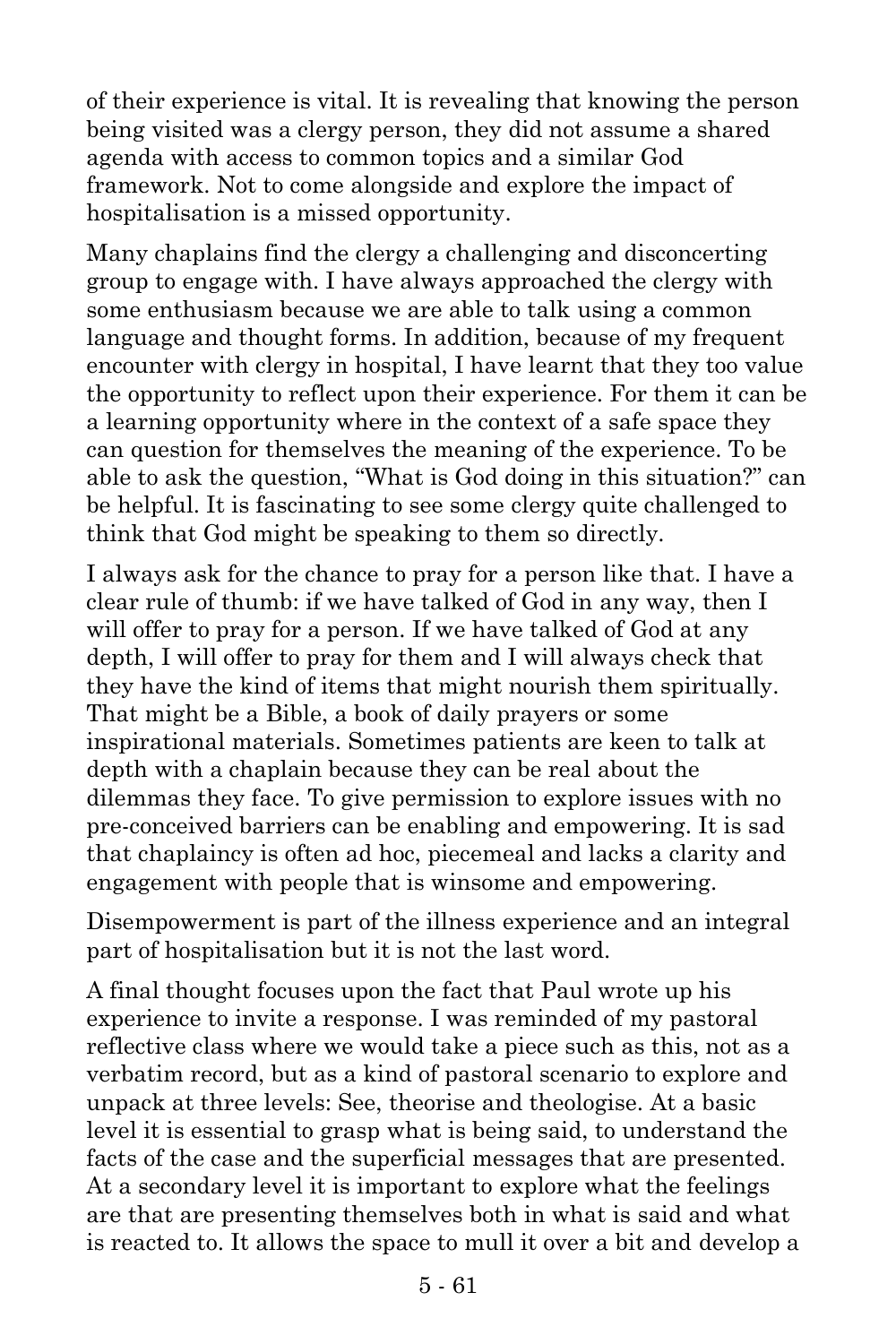of their experience is vital. It is revealing that knowing the person being visited was a clergy person, they did not assume a shared agenda with access to common topics and a similar God framework. Not to come alongside and explore the impact of hospitalisation is a missed opportunity.

Many chaplains find the clergy a challenging and disconcerting group to engage with. I have always approached the clergy with some enthusiasm because we are able to talk using a common language and thought forms. In addition, because of my frequent encounter with clergy in hospital, I have learnt that they too value the opportunity to reflect upon their experience. For them it can be a learning opportunity where in the context of a safe space they can question for themselves the meaning of the experience. To be able to ask the question, "What is God doing in this situation?" can be helpful. It is fascinating to see some clergy quite challenged to think that God might be speaking to them so directly.

I always ask for the chance to pray for a person like that. I have a clear rule of thumb: if we have talked of God in any way, then I will offer to pray for a person. If we have talked of God at any depth, I will offer to pray for them and I will always check that they have the kind of items that might nourish them spiritually. That might be a Bible, a book of daily prayers or some inspirational materials. Sometimes patients are keen to talk at depth with a chaplain because they can be real about the dilemmas they face. To give permission to explore issues with no pre-conceived barriers can be enabling and empowering. It is sad that chaplaincy is often ad hoc, piecemeal and lacks a clarity and engagement with people that is winsome and empowering.

Disempowerment is part of the illness experience and an integral part of hospitalisation but it is not the last word.

A final thought focuses upon the fact that Paul wrote up his experience to invite a response. I was reminded of my pastoral reflective class where we would take a piece such as this, not as a verbatim record, but as a kind of pastoral scenario to explore and unpack at three levels: See, theorise and theologise. At a basic level it is essential to grasp what is being said, to understand the facts of the case and the superficial messages that are presented. At a secondary level it is important to explore what the feelings are that are presenting themselves both in what is said and what is reacted to. It allows the space to mull it over a bit and develop a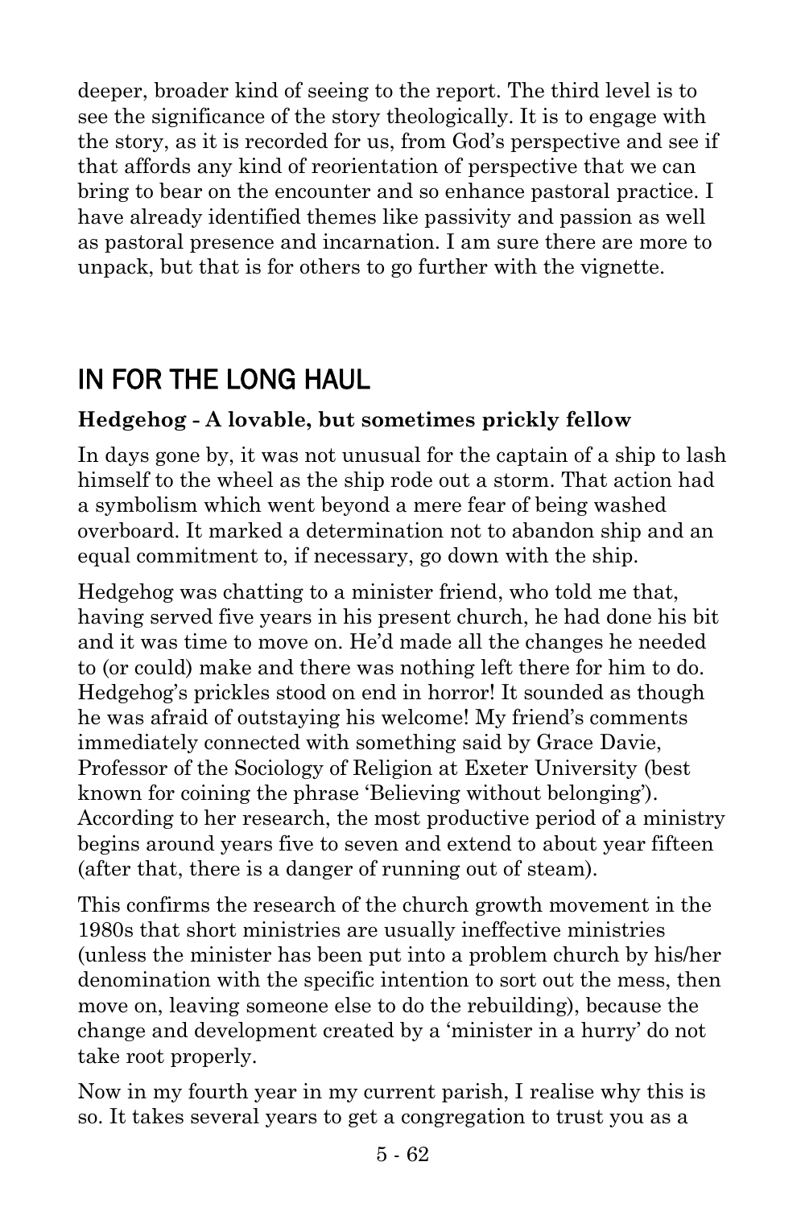deeper, broader kind of seeing to the report. The third level is to see the significance of the story theologically. It is to engage with the story, as it is recorded for us, from God's perspective and see if that affords any kind of reorientation of perspective that we can bring to bear on the encounter and so enhance pastoral practice. I have already identified themes like passivity and passion as well as pastoral presence and incarnation. I am sure there are more to unpack, but that is for others to go further with the vignette.

## IN FOR THE LONG HAUL

**Hedgehog - A lovable, but sometimes prickly fellow**

In days gone by, it was not unusual for the captain of a ship to lash himself to the wheel as the ship rode out a storm. That action had a symbolism which went beyond a mere fear of being washed overboard. It marked a determination not to abandon ship and an equal commitment to, if necessary, go down with the ship.

Hedgehog was chatting to a minister friend, who told me that, having served five years in his present church, he had done his bit and it was time to move on. He'd made all the changes he needed to (or could) make and there was nothing left there for him to do. Hedgehog's prickles stood on end in horror! It sounded as though he was afraid of outstaying his welcome! My friend's comments immediately connected with something said by Grace Davie, Professor of the Sociology of Religion at Exeter University (best known for coining the phrase 'Believing without belonging'). According to her research, the most productive period of a ministry begins around years five to seven and extend to about year fifteen (after that, there is a danger of running out of steam).

This confirms the research of the church growth movement in the 1980s that short ministries are usually ineffective ministries (unless the minister has been put into a problem church by his/her denomination with the specific intention to sort out the mess, then move on, leaving someone else to do the rebuilding), because the change and development created by a 'minister in a hurry' do not take root properly.

Now in my fourth year in my current parish, I realise why this is so. It takes several years to get a congregation to trust you as a